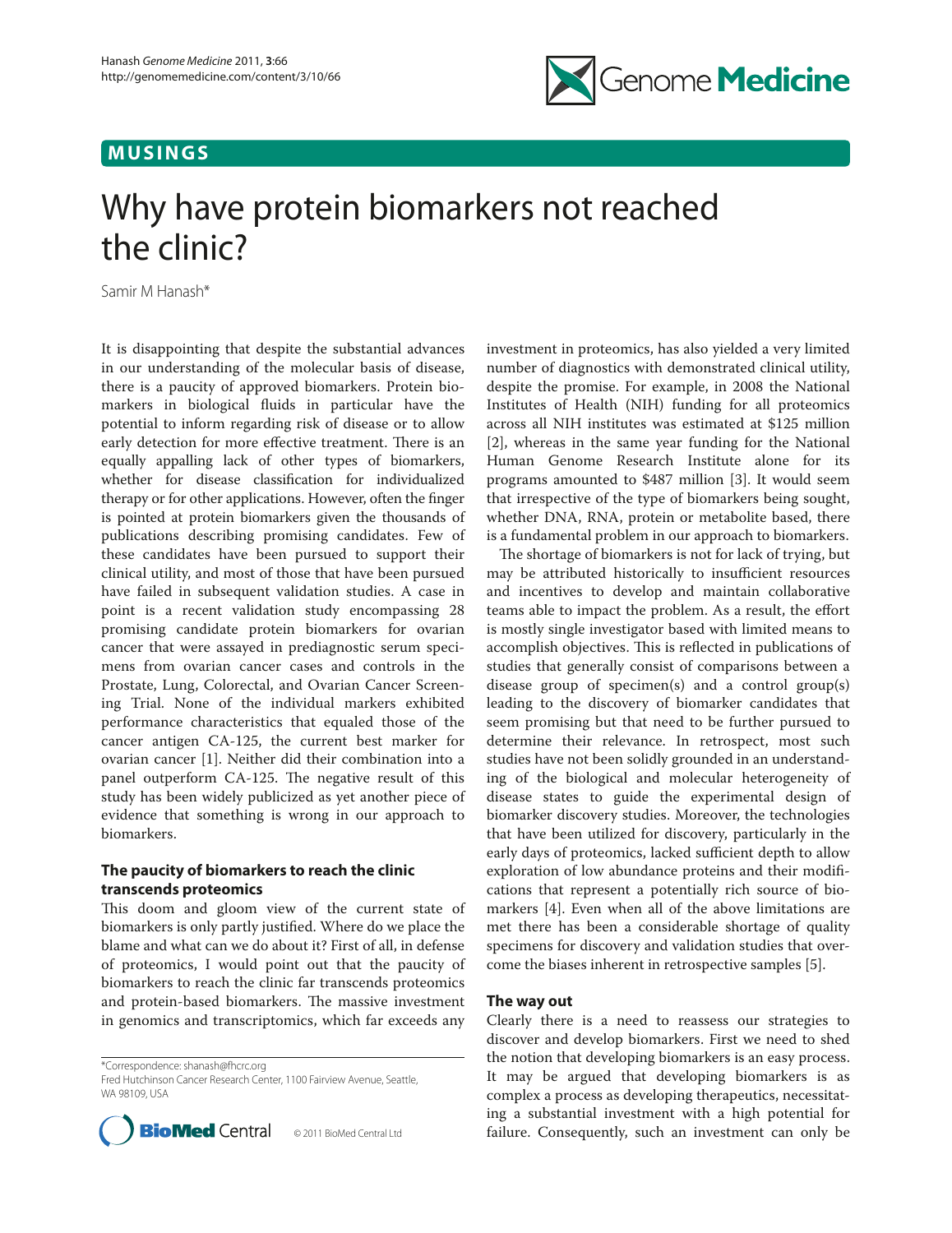MUSINGS

# Why have protein biomarkers not reached the clinic?

Samir M Hanash*

It is disappointing that despite the substantial advances in our understanding of the molecular basis of disease, there is a paucity of approved biomarkers. Protein biomarkers in biological fluids in particular have the potential to inform regarding risk of disease or to allow early detection for more effective treatment. There is an equally appalling lack of other types of biomarkers, whether for disease classification for individualized therapy or for other applications. However, often the finger is pointed at protein biomarkers given the thousands of publications describing promising candidates. Few of these candidates have been pursued to support their clinical utility, and most of those that have been pursued have failed in subsequent validation studies. A case in point is a recent validation study encompassing 28 promising candidate protein biomarkers for ovarian cancer that were assayed in prediagnostic serum specimens from ovarian cancer cases and controls in the Prostate, Lung, Colorectal, and Ovarian Cancer Screening Trial. None of the individual markers exhibited performance characteristics that equaled those of the cancer antigen CA-125, the current best marker for ovarian cancer [1]. Neither did their combination into a panel outperform CA-125. The negative result of this study has been widely publicized as yet another piece of evidence that something is wrong in our approach to biomarkers.

## The paucity of biomarkers to reach the clinic transcends proteomics

This doom and gloom view of the current state of biomarkers is only partly justified. Where do we place the blame and what can we do about it? First of all, in defense of proteomics, I would point out that the paucity of biomarkers to reach the clinic far transcends proteomics and protein-based biomarkers. The massive investment in genomics and transcriptomics, which far exceeds any investment in proteomics, has also yielded a very limited number of diagnostics with demonstrated clinical utility, despite the promise. For example, in 2008 the National Institutes of Health (NIH) funding for all proteomics across all NIH institutes was estimated at $125 million [2], whereas in the same year funding for the National Human Genome Research Institute alone for its programs amounted to $487 million [3]. It would seem that irrespective of the type of biomarkers being sought, whether DNA, RNA, protein or metabolite based, there is a fundamental problem in our approach to biomarkers.

The shortage of biomarkers is not for lack of trying, but may be attributed historically to insufficient resources and incentives to develop and maintain collaborative teams able to impact the problem. As a result, the effort is mostly single investigator based with limited means to accomplish objectives. This is reflected in publications of studies that generally consist of comparisons between a disease group of specimen(s) and a control group(s) leading to the discovery of biomarker candidates that seem promising but that need to be further pursued to determine their relevance. In retrospect, most such studies have not been solidly grounded in an understanding of the biological and molecular heterogeneity of disease states to guide the experimental design of biomarker discovery studies. Moreover, the technologies that have been utilized for discovery, particularly in the early days of proteomics, lacked sufficient depth to allow exploration of low abundance proteins and their modifications that represent a potentially rich source of biomarkers [4]. Even when all of the above limitations are met there has been a considerable shortage of quality specimens for discovery and validation studies that overcome the biases inherent in retrospective samples [5].

## The way out

Clearly there is a need to reassess our strategies to discover and develop biomarkers. First we need to shed the notion that developing biomarkers is an easy process. It may be argued that developing biomarkers is as complex a process as developing therapeutics, necessitating a substantial investment with a high potential for failure. Consequently, such an investment can only be

*Correspondence: shanash@fhcrc.org
Fred Hutchinson Cancer Research Center, 1100 Fairview Avenue, Seattle, WA 98109, USA

© 2011 BioMed Central Ltd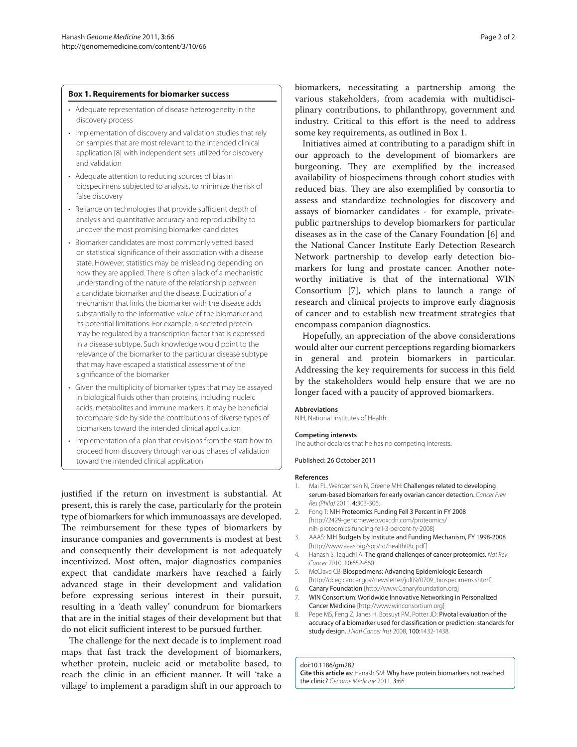**Box 1. Requirements for biomarker success**

- Adequate representation of disease heterogeneity in the discovery process
- Implementation of discovery and validation studies that rely on samples that are most relevant to the intended clinical application [8] with independent sets utilized for discovery and validation
- Adequate attention to reducing sources of bias in biospecimens subjected to analysis, to minimize the risk of false discovery
- Reliance on technologies that provide sufficient depth of analysis and quantitative accuracy and reproducibility to uncover the most promising biomarker candidates
- Biomarker candidates are most commonly vetted based on statistical significance of their association with a disease state. However, statistics may be misleading depending on how they are applied. There is often a lack of a mechanistic understanding of the nature of the relationship between a candidate biomarker and the disease. Elucidation of a mechanism that links the biomarker with the disease adds substantially to the informative value of the biomarker and its potential limitations. For example, a secreted protein may be regulated by a transcription factor that is expressed in a disease subtype. Such knowledge would point to the relevance of the biomarker to the particular disease subtype that may have escaped a statistical assessment of the significance of the biomarker
- Given the multiplicity of biomarker types that may be assayed in biological fluids other than proteins, including nucleic acids, metabolites and immune markers, it may be beneficial to compare side by side the contributions of diverse types of biomarkers toward the intended clinical application
- Implementation of a plan that envisions from the start how to proceed from discovery through various phases of validation toward the intended clinical application

justified if the return on investment is substantial. At present, this is rarely the case, particularly for the protein type of biomarkers for which immunoassays are developed. The reimbursement for these types of biomarkers by insurance companies and governments is modest at best and consequently their development is not adequately incentivized. Most often, major diagnostics companies expect that candidate markers have reached a fairly advanced stage in their development and validation before expressing serious interest in their pursuit, resulting in a 'death valley' conundrum for biomarkers that are in the initial stages of their development but that do not elicit sufficient interest to be pursued further.

The challenge for the next decade is to implement road maps that fast track the development of biomarkers, whether protein, nucleic acid or metabolite based, to reach the clinic in an efficient manner. It will 'take a village' to implement a paradigm shift in our approach to biomarkers, necessitating a partnership among the various stakeholders, from academia with multidisciplinary contributions, to philanthropy, government and industry. Critical to this effort is the need to address some key requirements, as outlined in Box 1.

Initiatives aimed at contributing to a paradigm shift in our approach to the development of biomarkers are burgeoning. They are exemplified by the increased availability of biospecimens through cohort studies with reduced bias. They are also exemplified by consortia to assess and standardize technologies for discovery and assays of biomarker candidates - for example, private-public partnerships to develop biomarkers for particular diseases as in the case of the Canary Foundation [6] and the National Cancer Institute Early Detection Research Network partnership to develop early detection biomarkers for lung and prostate cancer. Another noteworthy initiative is that of the international WIN Consortium [7], which plans to launch a range of research and clinical projects to improve early diagnosis of cancer and to establish new treatment strategies that encompass companion diagnostics.

Hopefully, an appreciation of the above considerations would alter our current perceptions regarding biomarkers in general and protein biomarkers in particular. Addressing the key requirements for success in this field by the stakeholders would help ensure that we are no longer faced with a paucity of approved biomarkers.

#### Abbreviations

NIH, National Institutes of Health.

#### Competing interests

The author declares that he has no competing interests.

Published: 26 October 2011

#### References

1. Mai PL, Wentzensen N, Greene MH: Challenges related to developing serum-based biomarkers for early ovarian cancer detection. *Cancer Prev Res (Phila)* 2011, **4:**303-306.
2. Fong T: NIH Proteomics Funding Fell 3 Percent in FY 2008 [http://2429-genomeweb.voxcdn.com/proteomics/nih-proteomics-funding-fell-3-percent-fy-2008]
3. AAAS: NIH Budgets by Institute and Funding Mechanism, FY 1998-2008 [http://www.aaas.org/spp/rd/health08c.pdf]
4. Hanash S, Taguchi A: The grand challenges of cancer proteomics. *Nat Rev Cancer* 2010, **10:**652-660.
5. McClave CB: Biospecimens: Advancing Epidemiologic Eesearch [http://dceg.cancer.gov/newsletter/jul09/0709_biospecimens.shtml]
6. Canary Foundation [http://www.Canaryfoundation.org]
7. WIN Consortium: Worldwide Innovative Networking in Personalized Cancer Medicine [http://www.winconsortium.org]
8. Pepe MS, Feng Z, Janes H, Bossuyt PM, Potter JD: Pivotal evaluation of the accuracy of a biomarker used for classification or prediction: standards for study design. *J Natl Cancer Inst* 2008, **100:**1432-1438.

doi:10.1186/gm282
**Cite this article as**: Hanash SM: Why have protein biomarkers not reached the clinic? *Genome Medicine* 2011, **3:**66.